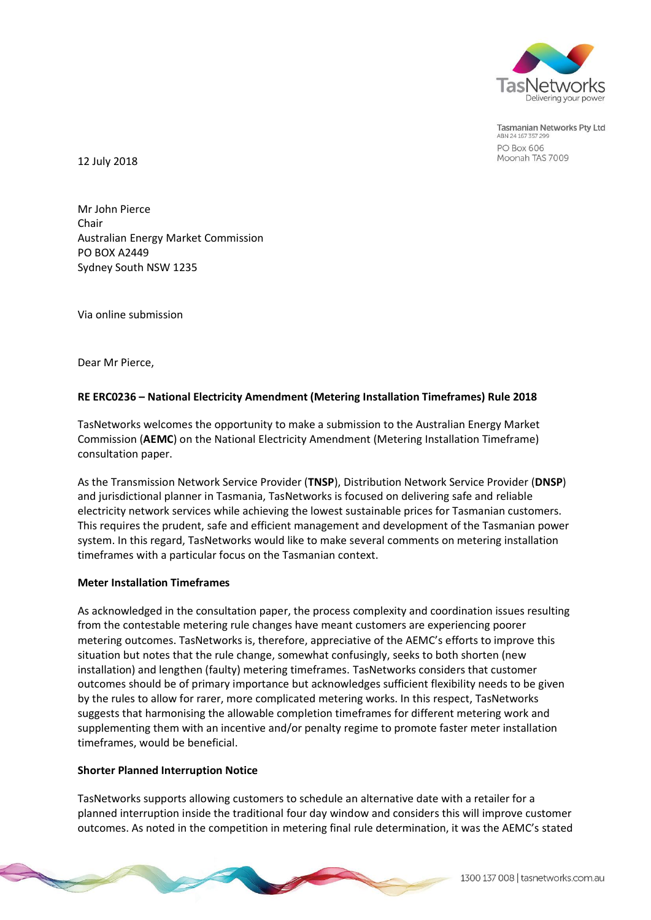Tasmanian Networks Pty Ltd
ABN 24 167 357 299
PO Box 606
Moonah TAS 7009

12 July 2018

Mr John Pierce
Chair
Australian Energy Market Commission
PO BOX A2449
Sydney South NSW 1235

Via online submission

Dear Mr Pierce,

**RE ERC0236 – National Electricity Amendment (Metering Installation Timeframes) Rule 2018**

TasNetworks welcomes the opportunity to make a submission to the Australian Energy Market Commission (**AEMC**) on the National Electricity Amendment (Metering Installation Timeframe) consultation paper.

As the Transmission Network Service Provider (**TNSP**), Distribution Network Service Provider (**DNSP**) and jurisdictional planner in Tasmania, TasNetworks is focused on delivering safe and reliable electricity network services while achieving the lowest sustainable prices for Tasmanian customers. This requires the prudent, safe and efficient management and development of the Tasmanian power system. In this regard, TasNetworks would like to make several comments on metering installation timeframes with a particular focus on the Tasmanian context.

**Meter Installation Timeframes**

As acknowledged in the consultation paper, the process complexity and coordination issues resulting from the contestable metering rule changes have meant customers are experiencing poorer metering outcomes. TasNetworks is, therefore, appreciative of the AEMC's efforts to improve this situation but notes that the rule change, somewhat confusingly, seeks to both shorten (new installation) and lengthen (faulty) metering timeframes. TasNetworks considers that customer outcomes should be of primary importance but acknowledges sufficient flexibility needs to be given by the rules to allow for rarer, more complicated metering works. In this respect, TasNetworks suggests that harmonising the allowable completion timeframes for different metering work and supplementing them with an incentive and/or penalty regime to promote faster meter installation timeframes, would be beneficial.

**Shorter Planned Interruption Notice**

TasNetworks supports allowing customers to schedule an alternative date with a retailer for a planned interruption inside the traditional four day window and considers this will improve customer outcomes. As noted in the competition in metering final rule determination, it was the AEMC's stated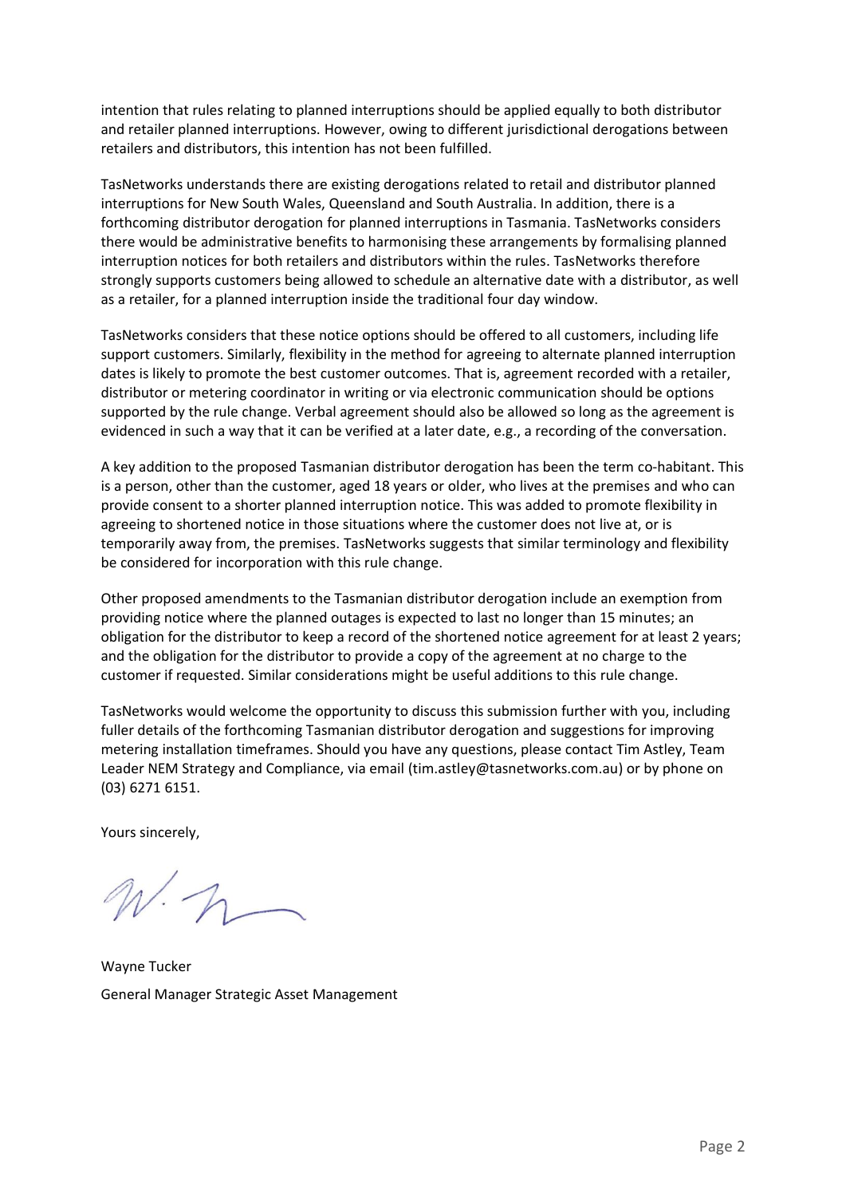intention that rules relating to planned interruptions should be applied equally to both distributor and retailer planned interruptions. However, owing to different jurisdictional derogations between retailers and distributors, this intention has not been fulfilled.

TasNetworks understands there are existing derogations related to retail and distributor planned interruptions for New South Wales, Queensland and South Australia. In addition, there is a forthcoming distributor derogation for planned interruptions in Tasmania. TasNetworks considers there would be administrative benefits to harmonising these arrangements by formalising planned interruption notices for both retailers and distributors within the rules. TasNetworks therefore strongly supports customers being allowed to schedule an alternative date with a distributor, as well as a retailer, for a planned interruption inside the traditional four day window.

TasNetworks considers that these notice options should be offered to all customers, including life support customers. Similarly, flexibility in the method for agreeing to alternate planned interruption dates is likely to promote the best customer outcomes. That is, agreement recorded with a retailer, distributor or metering coordinator in writing or via electronic communication should be options supported by the rule change. Verbal agreement should also be allowed so long as the agreement is evidenced in such a way that it can be verified at a later date, e.g., a recording of the conversation.

A key addition to the proposed Tasmanian distributor derogation has been the term co-habitant. This is a person, other than the customer, aged 18 years or older, who lives at the premises and who can provide consent to a shorter planned interruption notice. This was added to promote flexibility in agreeing to shortened notice in those situations where the customer does not live at, or is temporarily away from, the premises. TasNetworks suggests that similar terminology and flexibility be considered for incorporation with this rule change.

Other proposed amendments to the Tasmanian distributor derogation include an exemption from providing notice where the planned outages is expected to last no longer than 15 minutes; an obligation for the distributor to keep a record of the shortened notice agreement for at least 2 years; and the obligation for the distributor to provide a copy of the agreement at no charge to the customer if requested. Similar considerations might be useful additions to this rule change.

TasNetworks would welcome the opportunity to discuss this submission further with you, including fuller details of the forthcoming Tasmanian distributor derogation and suggestions for improving metering installation timeframes. Should you have any questions, please contact Tim Astley, Team Leader NEM Strategy and Compliance, via email (tim.astley@tasnetworks.com.au) or by phone on (03) 6271 6151.

Yours sincerely,

Wayne Tucker

General Manager Strategic Asset Management